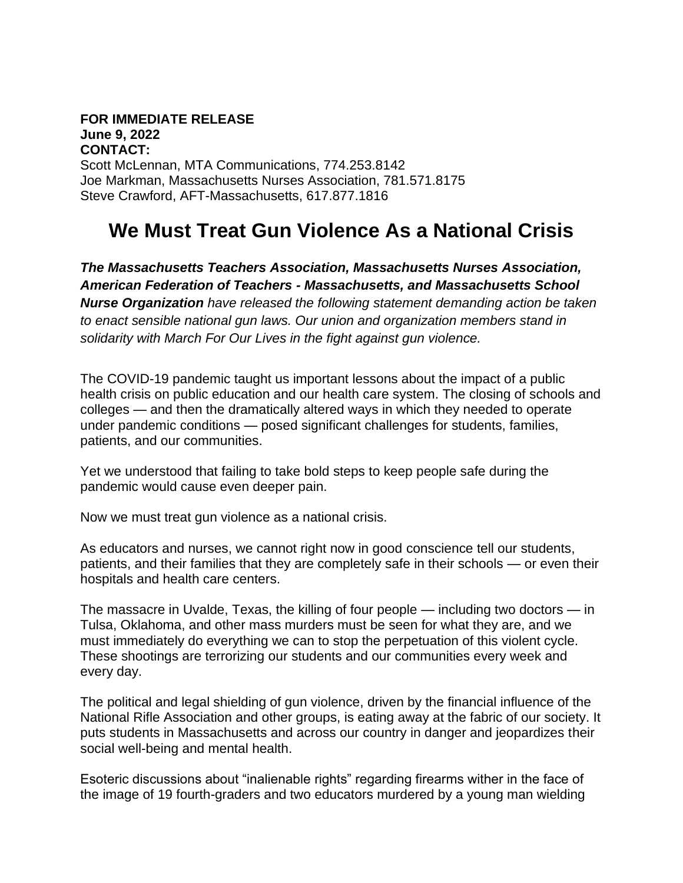**FOR IMMEDIATE RELEASE**
**June 9, 2022**
**CONTACT:**
Scott McLennan, MTA Communications, 774.253.8142
Joe Markman, Massachusetts Nurses Association, 781.571.8175
Steve Crawford, AFT-Massachusetts, 617.877.1816

# We Must Treat Gun Violence As a National Crisis

***The Massachusetts Teachers Association, Massachusetts Nurses Association, American Federation of Teachers - Massachusetts, and Massachusetts School Nurse Organization*** *have released the following statement demanding action be taken to enact sensible national gun laws. Our union and organization members stand in solidarity with March For Our Lives in the fight against gun violence.*

The COVID-19 pandemic taught us important lessons about the impact of a public health crisis on public education and our health care system. The closing of schools and colleges — and then the dramatically altered ways in which they needed to operate under pandemic conditions — posed significant challenges for students, families, patients, and our communities.

Yet we understood that failing to take bold steps to keep people safe during the pandemic would cause even deeper pain.

Now we must treat gun violence as a national crisis.

As educators and nurses, we cannot right now in good conscience tell our students, patients, and their families that they are completely safe in their schools — or even their hospitals and health care centers.

The massacre in Uvalde, Texas, the killing of four people — including two doctors — in Tulsa, Oklahoma, and other mass murders must be seen for what they are, and we must immediately do everything we can to stop the perpetuation of this violent cycle. These shootings are terrorizing our students and our communities every week and every day.

The political and legal shielding of gun violence, driven by the financial influence of the National Rifle Association and other groups, is eating away at the fabric of our society. It puts students in Massachusetts and across our country in danger and jeopardizes their social well-being and mental health.

Esoteric discussions about "inalienable rights" regarding firearms wither in the face of the image of 19 fourth-graders and two educators murdered by a young man wielding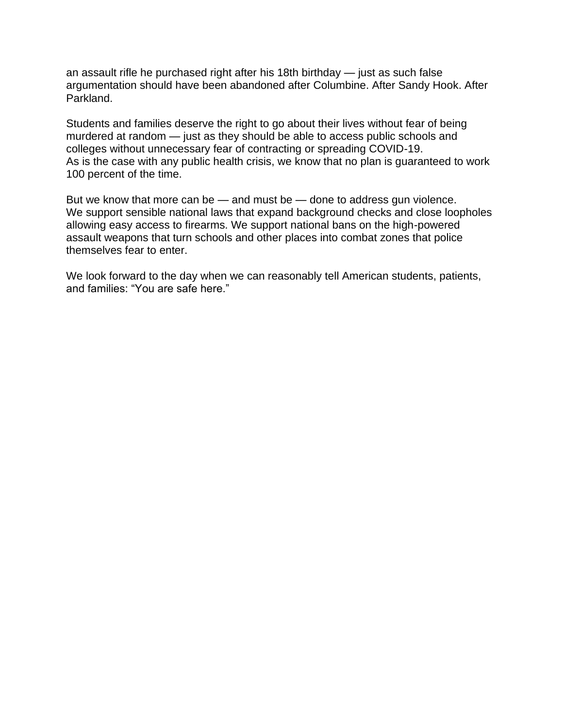an assault rifle he purchased right after his 18th birthday — just as such false argumentation should have been abandoned after Columbine. After Sandy Hook. After Parkland.

Students and families deserve the right to go about their lives without fear of being murdered at random — just as they should be able to access public schools and colleges without unnecessary fear of contracting or spreading COVID-19.
As is the case with any public health crisis, we know that no plan is guaranteed to work 100 percent of the time.

But we know that more can be — and must be — done to address gun violence.
We support sensible national laws that expand background checks and close loopholes allowing easy access to firearms. We support national bans on the high-powered assault weapons that turn schools and other places into combat zones that police themselves fear to enter.

We look forward to the day when we can reasonably tell American students, patients, and families: “You are safe here.”